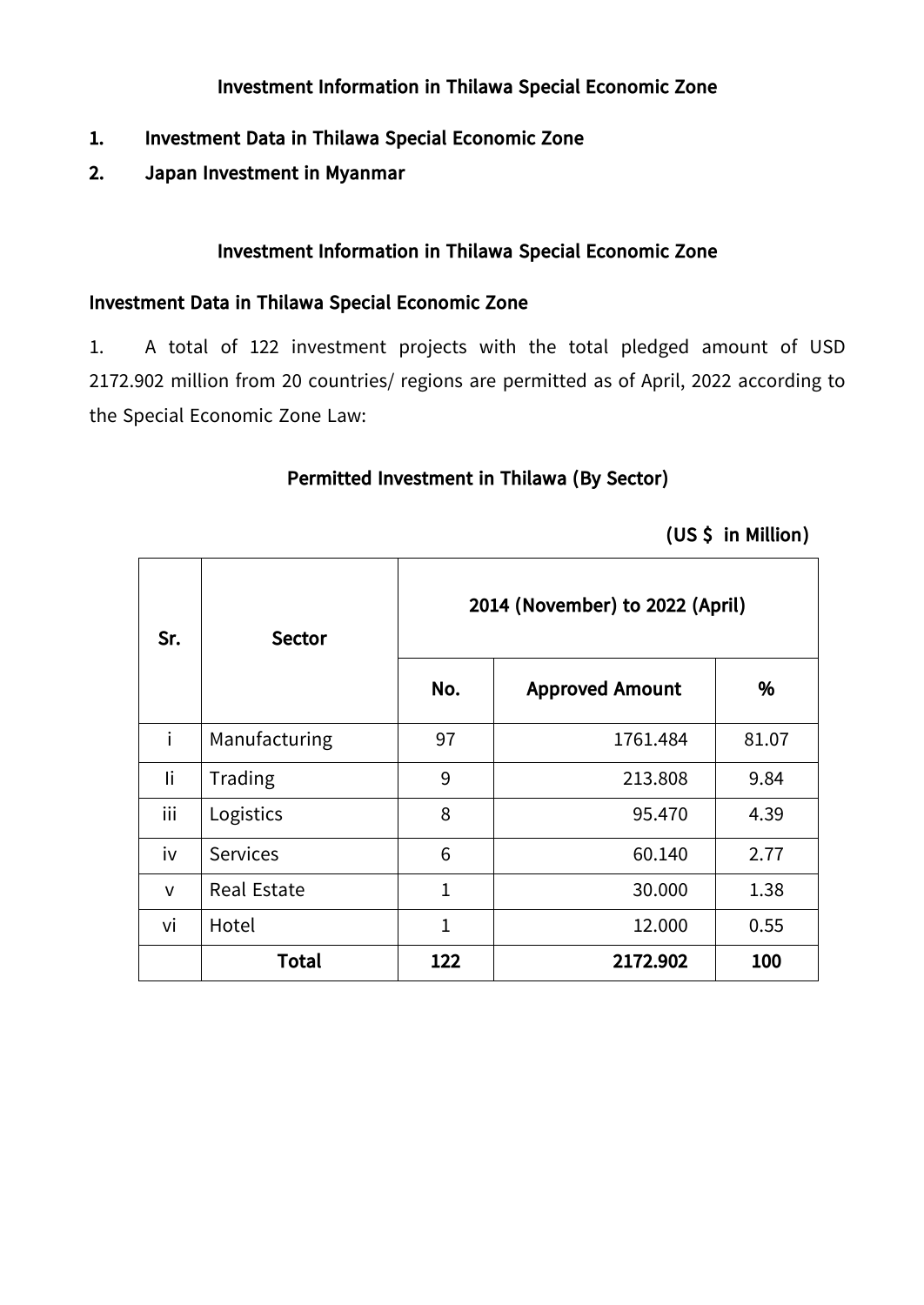## Investment Information in Thilawa Special Economic Zone

1. **Investment Data in Thilawa Special Economic Zone**
2. **Japan Investment in Myanmar**

## Investment Information in Thilawa Special Economic Zone

### Investment Data in Thilawa Special Economic Zone

1. A total of 122 investment projects with the total pledged amount of USD 2172.902 million from 20 countries/ regions are permitted as of April, 2022 according to the Special Economic Zone Law:

**Permitted Investment in Thilawa (By Sector)**

**(US $ in Million)**

| Sr. | Sector | 2014 (November) to 2022 (April) | | |
|---|---|---|---|---|
| | | No. | Approved Amount | % |
| i | Manufacturing | 97 | 1761.484 | 81.07 |
| Ii | Trading | 9 | 213.808 | 9.84 |
| iii | Logistics | 8 | 95.470 | 4.39 |
| iv | Services | 6 | 60.140 | 2.77 |
| v | Real Estate | 1 | 30.000 | 1.38 |
| vi | Hotel | 1 | 12.000 | 0.55 |
| | **Total** | **122** | **2172.902** | **100** |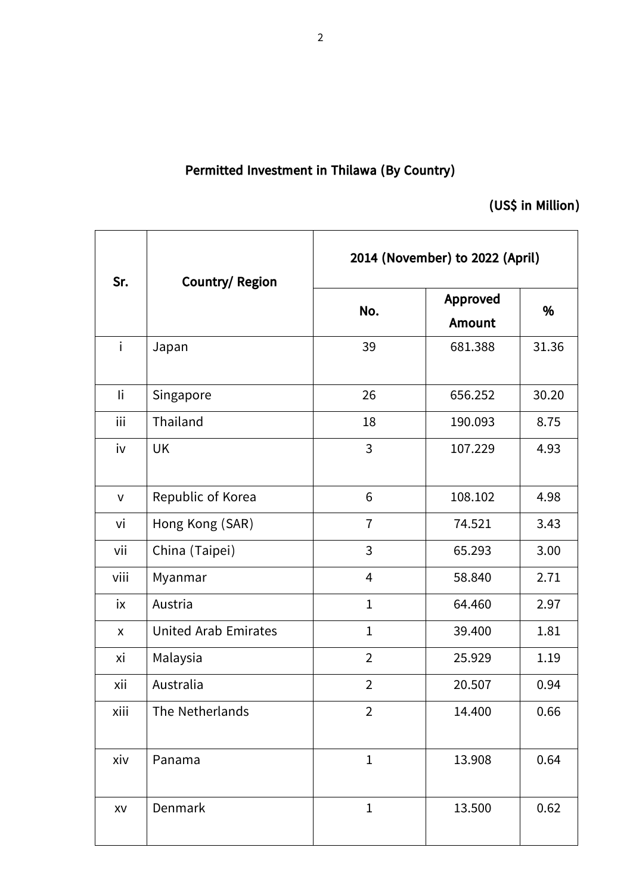## Permitted Investment in Thilawa (By Country)

**(US$ in Million)**

| Sr. | Country/ Region | 2014 (November) to 2022 (April) | | |
|---|---|---|---|---|
| | | No. | Approved Amount | % |
| i | Japan | 39 | 681.388 | 31.36 |
| Ii | Singapore | 26 | 656.252 | 30.20 |
| iii | Thailand | 18 | 190.093 | 8.75 |
| iv | UK | 3 | 107.229 | 4.93 |
| v | Republic of Korea | 6 | 108.102 | 4.98 |
| vi | Hong Kong (SAR) | 7 | 74.521 | 3.43 |
| vii | China (Taipei) | 3 | 65.293 | 3.00 |
| viii | Myanmar | 4 | 58.840 | 2.71 |
| ix | Austria | 1 | 64.460 | 2.97 |
| x | United Arab Emirates | 1 | 39.400 | 1.81 |
| xi | Malaysia | 2 | 25.929 | 1.19 |
| xii | Australia | 2 | 20.507 | 0.94 |
| xiii | The Netherlands | 2 | 14.400 | 0.66 |
| xiv | Panama | 1 | 13.908 | 0.64 |
| xv | Denmark | 1 | 13.500 | 0.62 |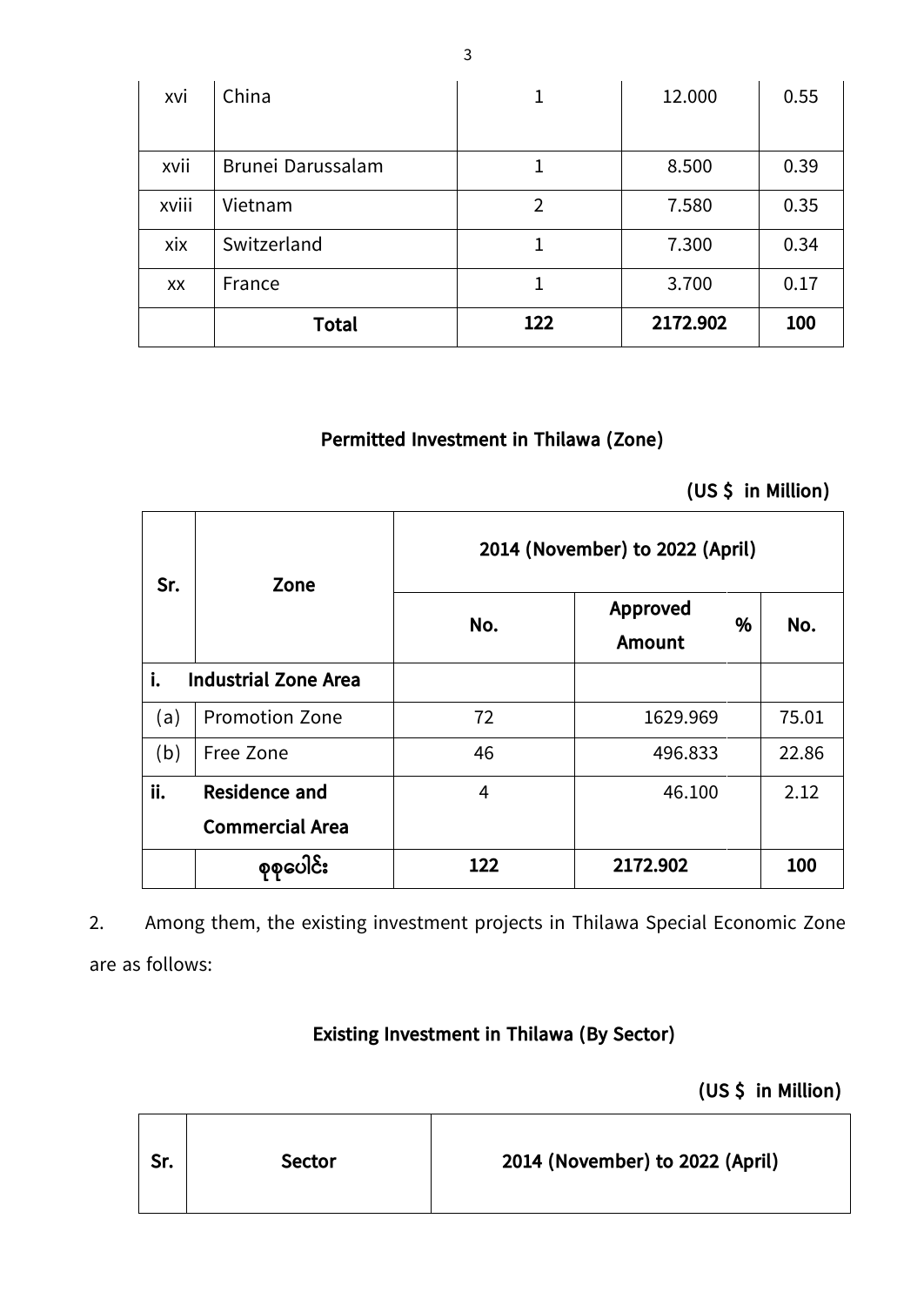| xvi | China | 1 | 12.000 | 0.55 |
|---|---|---|---|---|
| xvii | Brunei Darussalam | 1 | 8.500 | 0.39 |
| xviii | Vietnam | 2 | 7.580 | 0.35 |
| xix | Switzerland | 1 | 7.300 | 0.34 |
| xx | France | 1 | 3.700 | 0.17 |
| | **Total** | **122** | **2172.902** | **100** |

### Permitted Investment in Thilawa (Zone)

**(US $ in Million)**

| Sr. | Zone | 2014 (November) to 2022 (April) | | |
|---|---|---|---|---|
| | | **No.** | **Approved Amount %** | **No.** |
| **i.** | **Industrial Zone Area** | | | |
| (a) | Promotion Zone | 72 | 1629.969 | 75.01 |
| (b) | Free Zone | 46 | 496.833 | 22.86 |
| **ii.** | **Residence and Commercial Area** | 4 | 46.100 | 2.12 |
| | **စုစုပေါင်း** | **122** | **2172.902** | **100** |

2. Among them, the existing investment projects in Thilawa Special Economic Zone are as follows:

### Existing Investment in Thilawa (By Sector)

**(US $ in Million)**

| Sr. | Sector | 2014 (November) to 2022 (April) |
|---|---|---|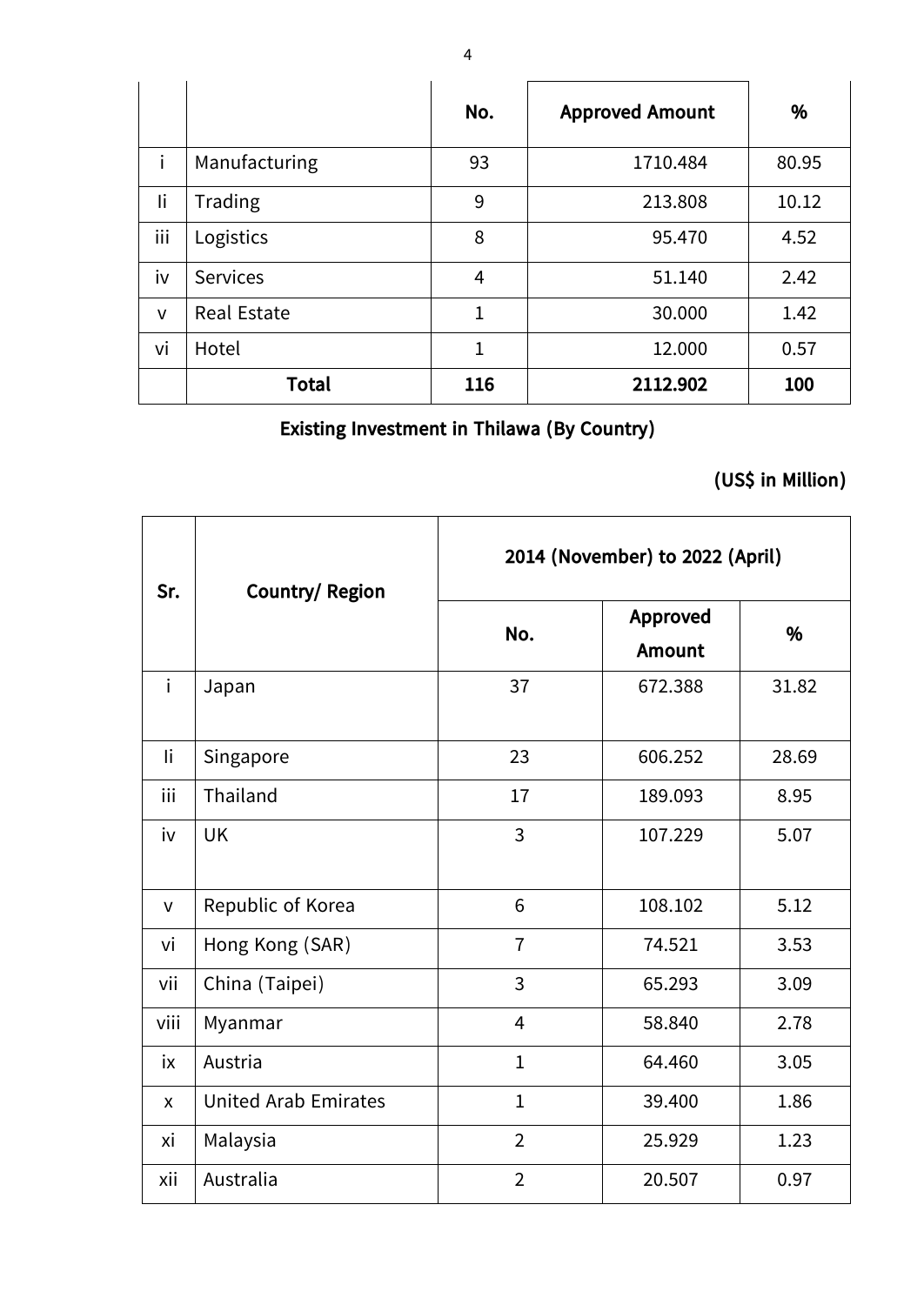| | | No. | Approved Amount | % |
|---|---|---|---|---|
| i | Manufacturing | 93 | 1710.484 | 80.95 |
| Ii | Trading | 9 | 213.808 | 10.12 |
| iii | Logistics | 8 | 95.470 | 4.52 |
| iv | Services | 4 | 51.140 | 2.42 |
| v | Real Estate | 1 | 30.000 | 1.42 |
| vi | Hotel | 1 | 12.000 | 0.57 |
| | **Total** | **116** | **2112.902** | **100** |

**Existing Investment in Thilawa (By Country)**

**(US$ in Million)**

| Sr. | Country/ Region | 2014 (November) to 2022 (April) | | |
|---|---|---|---|---|
| | | No. | Approved Amount | % |
| i | Japan | 37 | 672.388 | 31.82 |
| Ii | Singapore | 23 | 606.252 | 28.69 |
| iii | Thailand | 17 | 189.093 | 8.95 |
| iv | UK | 3 | 107.229 | 5.07 |
| v | Republic of Korea | 6 | 108.102 | 5.12 |
| vi | Hong Kong (SAR) | 7 | 74.521 | 3.53 |
| vii | China (Taipei) | 3 | 65.293 | 3.09 |
| viii | Myanmar | 4 | 58.840 | 2.78 |
| ix | Austria | 1 | 64.460 | 3.05 |
| x | United Arab Emirates | 1 | 39.400 | 1.86 |
| xi | Malaysia | 2 | 25.929 | 1.23 |
| xii | Australia | 2 | 20.507 | 0.97 |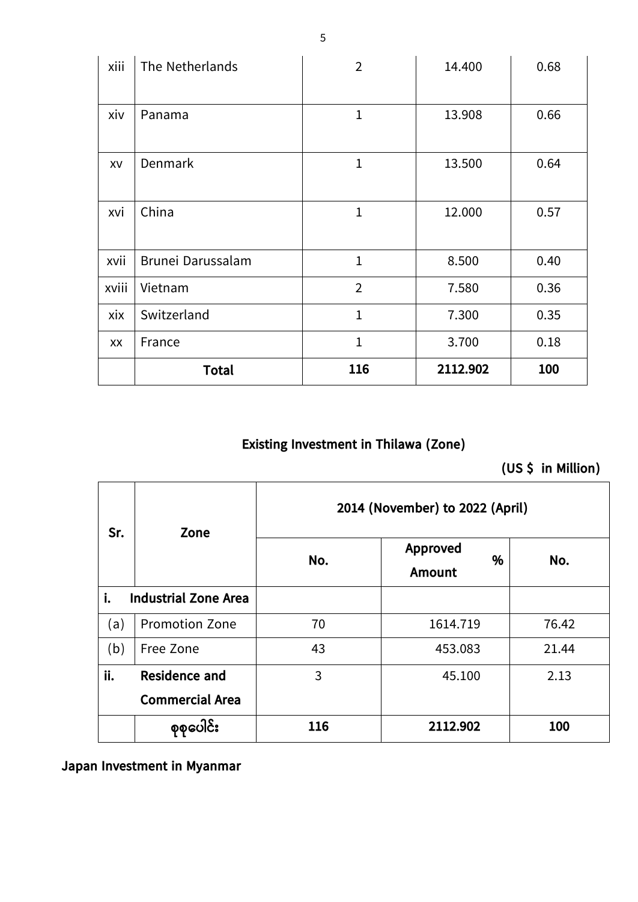| xiii | The Netherlands | 2 | 14.400 | 0.68 |
|---|---|---|---|---|
| xiv | Panama | 1 | 13.908 | 0.66 |
| xv | Denmark | 1 | 13.500 | 0.64 |
| xvi | China | 1 | 12.000 | 0.57 |
| xvii | Brunei Darussalam | 1 | 8.500 | 0.40 |
| xviii | Vietnam | 2 | 7.580 | 0.36 |
| xix | Switzerland | 1 | 7.300 | 0.35 |
| xx | France | 1 | 3.700 | 0.18 |
| | **Total** | **116** | **2112.902** | **100** |

**Existing Investment in Thilawa (Zone)**

**(US $ in Million)**

| Sr. | Zone | 2014 (November) to 2022 (April) | | |
|---|---|---|---|---|
| | | No. | Approved Amount % | No. |
| **i.** | **Industrial Zone Area** | | | |
| (a) | Promotion Zone | 70 | 1614.719 | 76.42 |
| (b) | Free Zone | 43 | 453.083 | 21.44 |
| **ii.** | **Residence and Commercial Area** | 3 | 45.100 | 2.13 |
| | **စုစုပေါင်း** | **116** | **2112.902** | **100** |

**Japan Investment in Myanmar**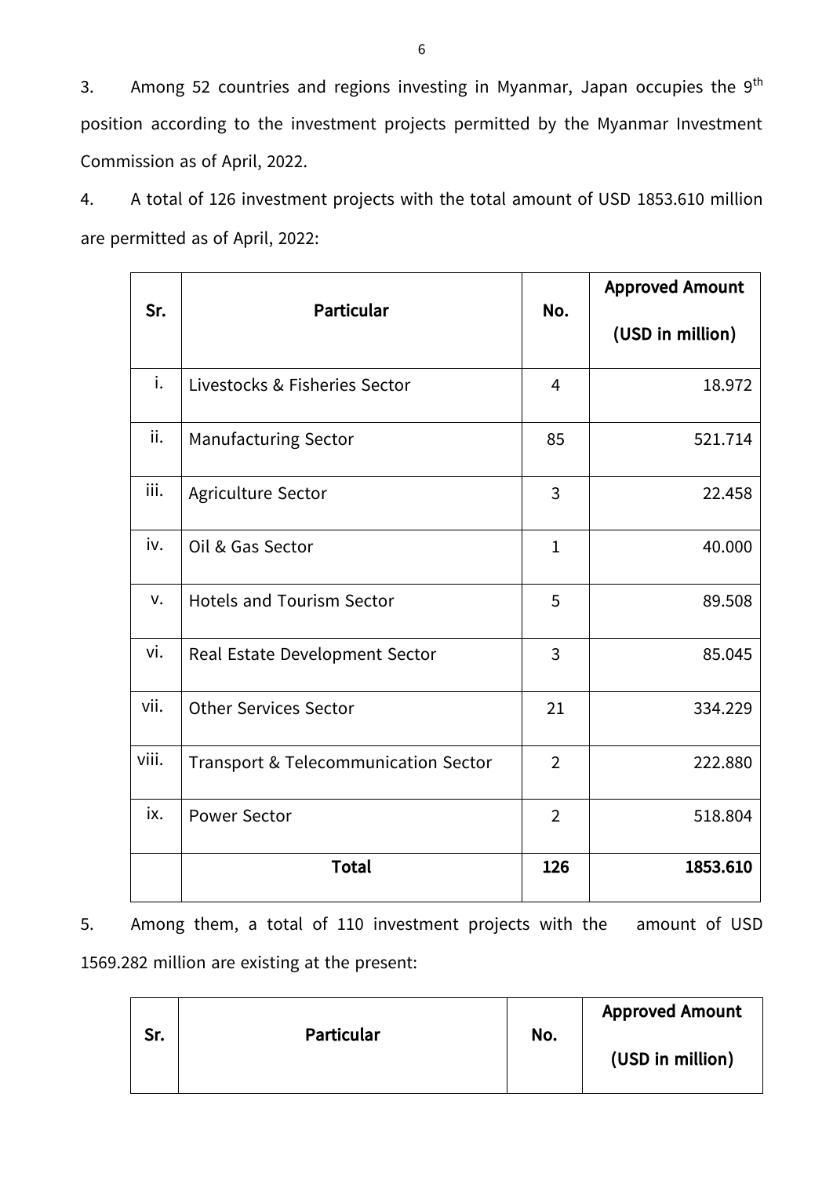3. Among 52 countries and regions investing in Myanmar, Japan occupies the 9th position according to the investment projects permitted by the Myanmar Investment Commission as of April, 2022.

4. A total of 126 investment projects with the total amount of USD 1853.610 million are permitted as of April, 2022:

| Sr. | Particular | No. | Approved Amount (USD in million) |
|---|---|---|---|
| i. | Livestocks & Fisheries Sector | 4 | 18.972 |
| ii. | Manufacturing Sector | 85 | 521.714 |
| iii. | Agriculture Sector | 3 | 22.458 |
| iv. | Oil & Gas Sector | 1 | 40.000 |
| v. | Hotels and Tourism Sector | 5 | 89.508 |
| vi. | Real Estate Development Sector | 3 | 85.045 |
| vii. | Other Services Sector | 21 | 334.229 |
| viii. | Transport & Telecommunication Sector | 2 | 222.880 |
| ix. | Power Sector | 2 | 518.804 |
| | **Total** | **126** | **1853.610** |

5. Among them, a total of 110 investment projects with the amount of USD 1569.282 million are existing at the present:

| Sr. | Particular | No. | Approved Amount (USD in million) |
|---|---|---|---|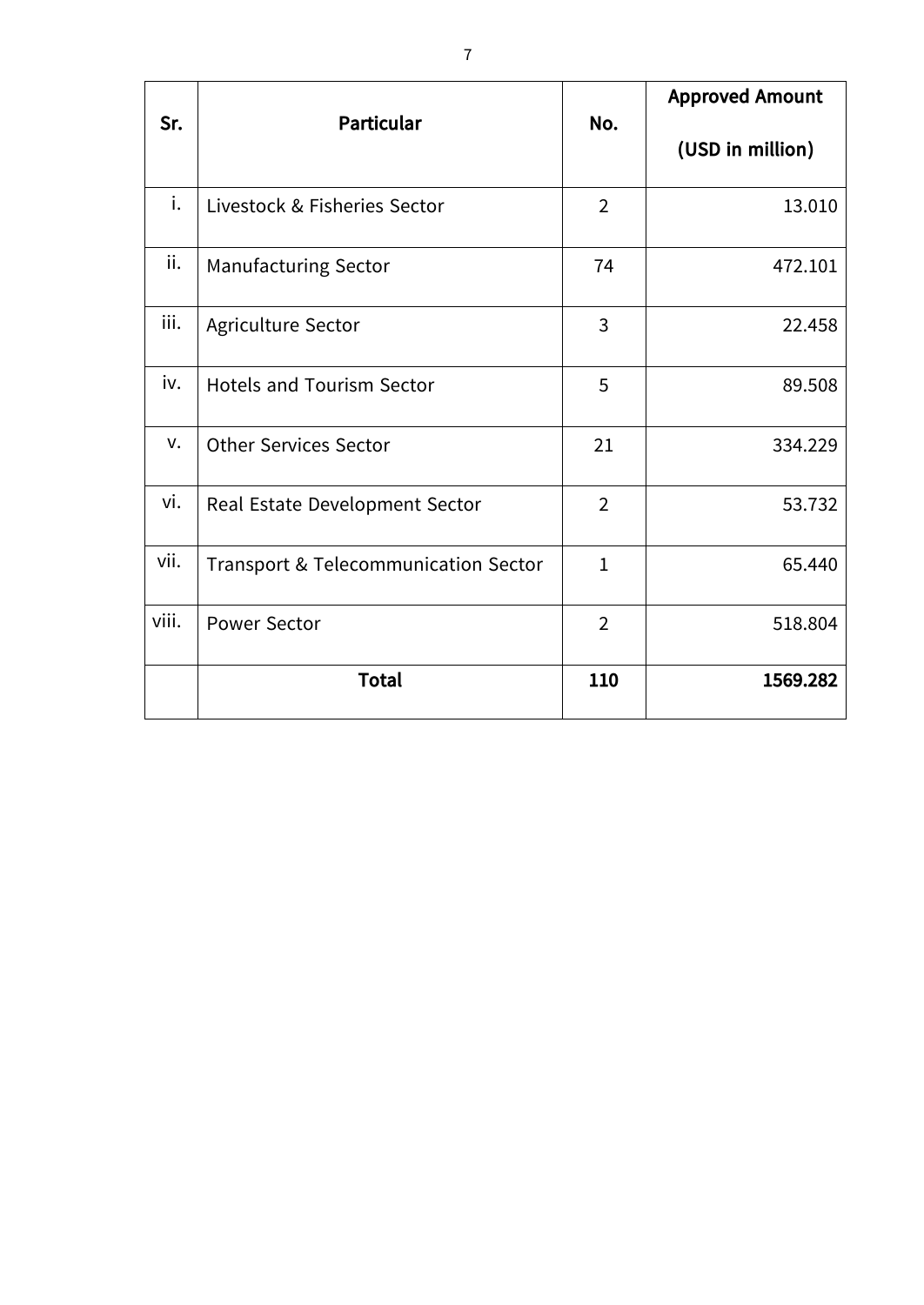| Sr. | Particular | No. | Approved Amount (USD in million) |
|---|---|---|---|
| i. | Livestock & Fisheries Sector | 2 | 13.010 |
| ii. | Manufacturing Sector | 74 | 472.101 |
| iii. | Agriculture Sector | 3 | 22.458 |
| iv. | Hotels and Tourism Sector | 5 | 89.508 |
| v. | Other Services Sector | 21 | 334.229 |
| vi. | Real Estate Development Sector | 2 | 53.732 |
| vii. | Transport & Telecommunication Sector | 1 | 65.440 |
| viii. | Power Sector | 2 | 518.804 |
| | **Total** | **110** | **1569.282** |